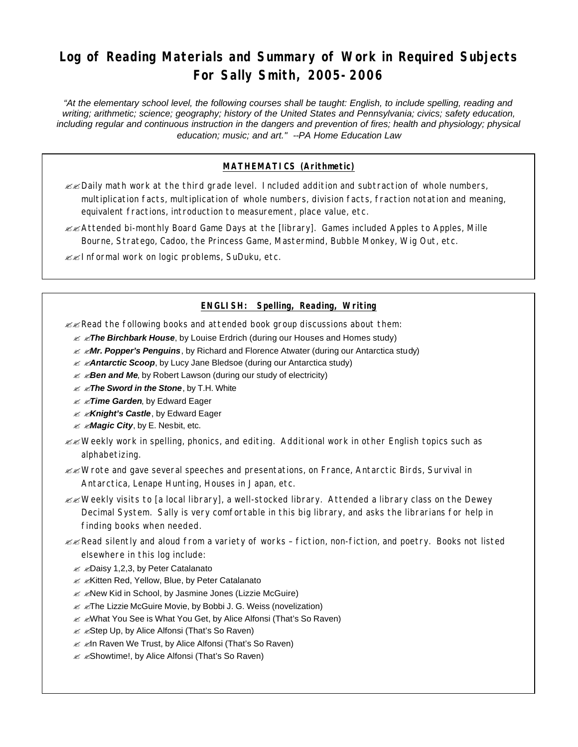# Log of Reading Materials and Summary of Work in Required Subjects For Sally Smith, 2005-2006

*"At the elementary school level, the following courses shall be taught: English, to include spelling, reading and writing; arithmetic; science; geography; history of the United States and Pennsylvania; civics; safety education, including regular and continuous instruction in the dangers and prevention of fires; health and physiology; physical education; music; and art." --PA Home Education Law*

## MATHEMATICS (Arithmetic)

- Daily math work at the third grade level. Included addition and subtraction of whole numbers, multiplication facts, multiplication of whole numbers, division facts, fraction notation and meaning, equivalent fractions, introduction to measurement, place value, etc.
- Attended bi-monthly Board Game Days at the [library]. Games included Apples to Apples, Mille Bourne, Stratego, Cadoo, the Princess Game, Mastermind, Bubble Monkey, Wig Out, etc.
- Informal work on logic problems, SuDuku, etc.

## ENGLISH: Spelling, Reading, Writing

- Read the following books and attended book group discussions about them:
  - ***The Birchbark House***, by Louise Erdrich (during our Houses and Homes study)
  - ***Mr. Popper's Penguins***, by Richard and Florence Atwater (during our Antarctica study)
  - ***Antarctic Scoop***, by Lucy Jane Bledsoe (during our Antarctica study)
  - ***Ben and Me***, by Robert Lawson (during our study of electricity)
  - ***The Sword in the Stone***, by T.H. White
  - ***Time Garden***, by Edward Eager
  - ***Knight's Castle***, by Edward Eager
  - ***Magic City***, by E. Nesbit, etc.
- Weekly work in spelling, phonics, and editing. Additional work in other English topics such as alphabetizing.
- Wrote and gave several speeches and presentations, on France, Antarctic Birds, Survival in Antarctica, Lenape Hunting, Houses in Japan, etc.
- Weekly visits to [a local library], a well-stocked library. Attended a library class on the Dewey Decimal System. Sally is very comfortable in this big library, and asks the librarians for help in finding books when needed.
- Read silently and aloud from a variety of works – fiction, non-fiction, and poetry. Books not listed elsewhere in this log include:
  - Daisy 1,2,3, by Peter Catalanato
  - Kitten Red, Yellow, Blue, by Peter Catalanato
  - New Kid in School, by Jasmine Jones (Lizzie McGuire)
  - The Lizzie McGuire Movie, by Bobbi J. G. Weiss (novelization)
  - What You See is What You Get, by Alice Alfonsi (That's So Raven)
  - Step Up, by Alice Alfonsi (That's So Raven)
  - In Raven We Trust, by Alice Alfonsi (That's So Raven)
  - Showtime!, by Alice Alfonsi (That's So Raven)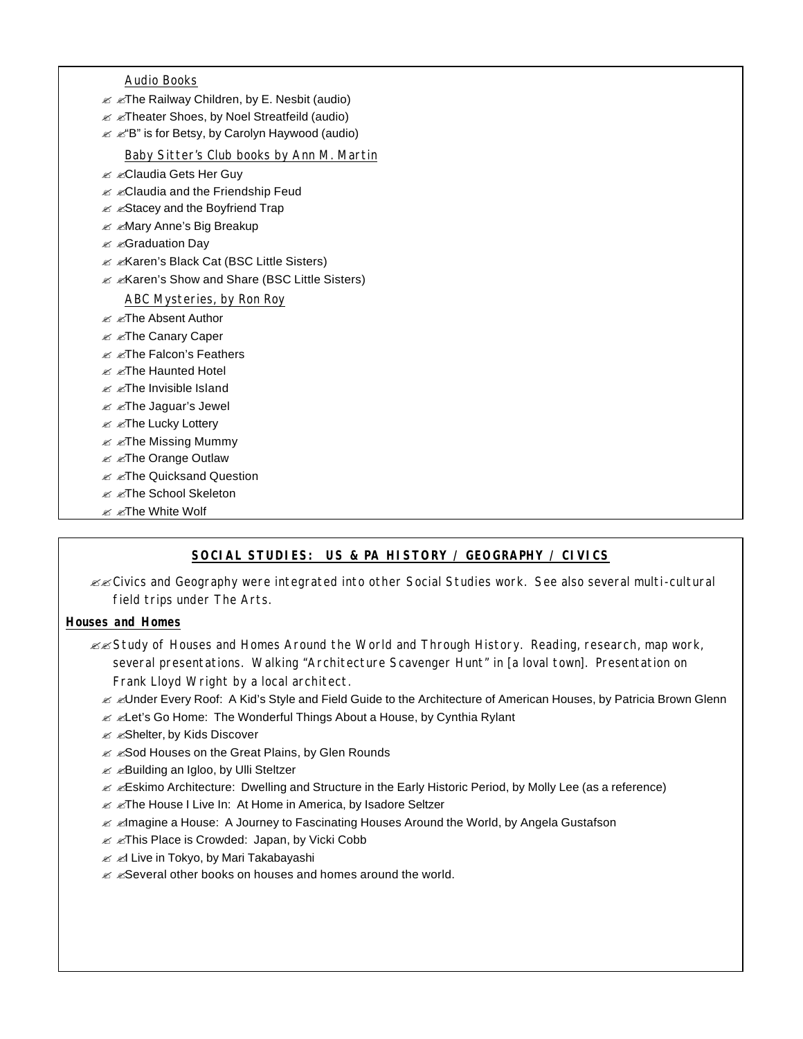Audio Books

- The Railway Children, by E. Nesbit (audio)
- Theater Shoes, by Noel Streatfeild (audio)
- "B" is for Betsy, by Carolyn Haywood (audio)

Baby Sitter's Club books by Ann M. Martin

- Claudia Gets Her Guy
- Claudia and the Friendship Feud
- Stacey and the Boyfriend Trap
- Mary Anne's Big Breakup
- Graduation Day
- Karen's Black Cat (BSC Little Sisters)
- Karen's Show and Share (BSC Little Sisters)

ABC Mysteries, by Ron Roy

- The Absent Author
- The Canary Caper
- The Falcon's Feathers
- The Haunted Hotel
- The Invisible Island
- The Jaguar's Jewel
- The Lucky Lottery
- The Missing Mummy
- The Orange Outlaw
- The Quicksand Question
- The School Skeleton
- The White Wolf

## SOCIAL STUDIES: US & PA HISTORY / GEOGRAPHY / CIVICS

- Civics and Geography were integrated into other Social Studies work. See also several multi-cultural field trips under The Arts.

**Houses and Homes**

- Study of Houses and Homes Around the World and Through History. Reading, research, map work, several presentations. Walking "Architecture Scavenger Hunt" in [a loval town]. Presentation on Frank Lloyd Wright by a local architect.
  - Under Every Roof: A Kid's Style and Field Guide to the Architecture of American Houses, by Patricia Brown Glenn
  - Let's Go Home: The Wonderful Things About a House, by Cynthia Rylant
  - Shelter, by Kids Discover
  - Sod Houses on the Great Plains, by Glen Rounds
  - Building an Igloo, by Ulli Steltzer
  - Eskimo Architecture: Dwelling and Structure in the Early Historic Period, by Molly Lee (as a reference)
  - The House I Live In: At Home in America, by Isadore Seltzer
  - Imagine a House: A Journey to Fascinating Houses Around the World, by Angela Gustafson
  - This Place is Crowded: Japan, by Vicki Cobb
  - I Live in Tokyo, by Mari Takabayashi
  - Several other books on houses and homes around the world.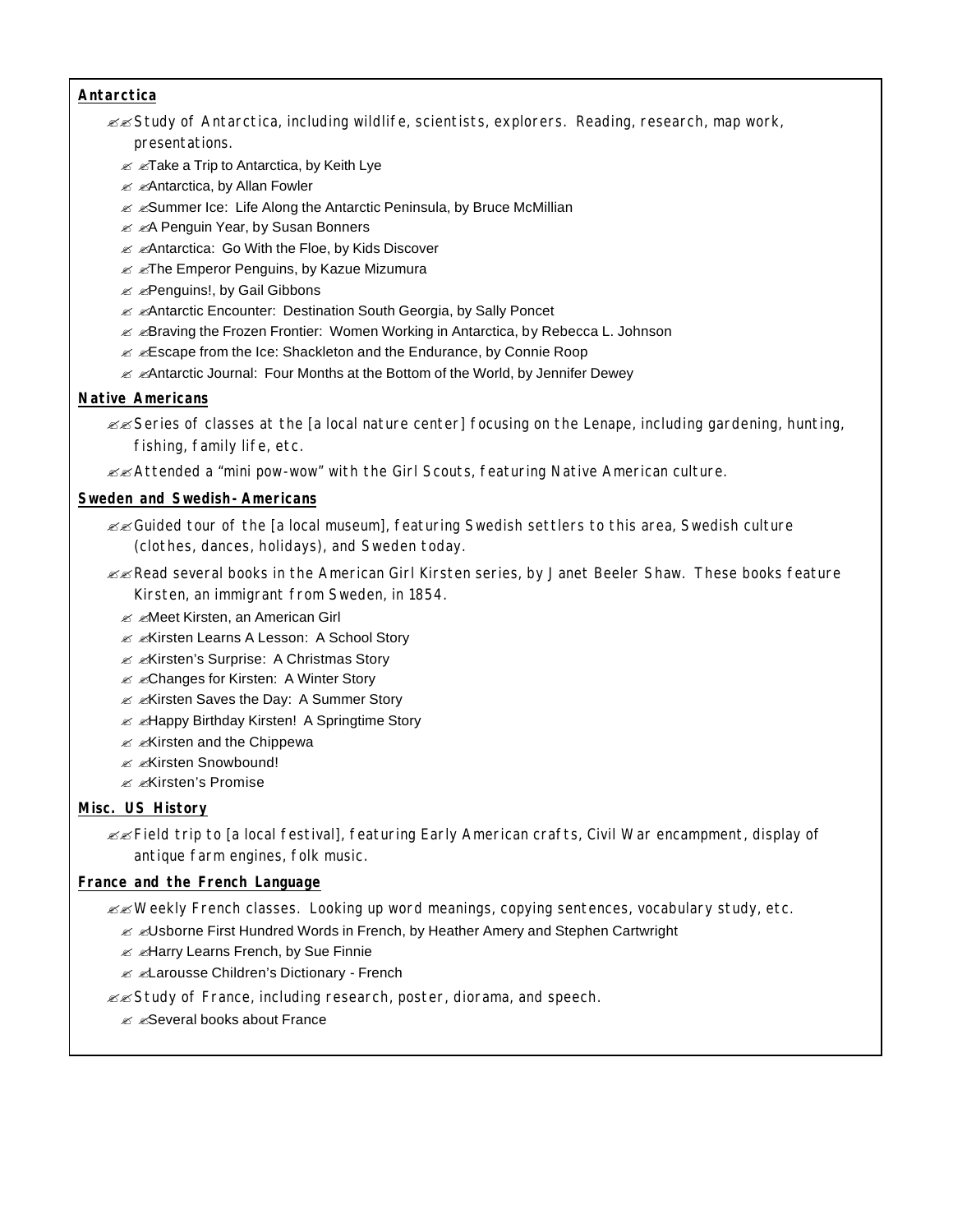**Antarctica**

- Study of Antarctica, including wildlife, scientists, explorers. Reading, research, map work, presentations.
  - Take a Trip to Antarctica, by Keith Lye
  - Antarctica, by Allan Fowler
  - Summer Ice: Life Along the Antarctic Peninsula, by Bruce McMillian
  - A Penguin Year, by Susan Bonners
  - Antarctica: Go With the Floe, by Kids Discover
  - The Emperor Penguins, by Kazue Mizumura
  - Penguins!, by Gail Gibbons
  - Antarctic Encounter: Destination South Georgia, by Sally Poncet
  - Braving the Frozen Frontier: Women Working in Antarctica, by Rebecca L. Johnson
  - Escape from the Ice: Shackleton and the Endurance, by Connie Roop
  - Antarctic Journal: Four Months at the Bottom of the World, by Jennifer Dewey

**Native Americans**

- Series of classes at the [a local nature center] focusing on the Lenape, including gardening, hunting, fishing, family life, etc.
- Attended a "mini pow-wow" with the Girl Scouts, featuring Native American culture.

**Sweden and Swedish-Americans**

- Guided tour of the [a local museum], featuring Swedish settlers to this area, Swedish culture (clothes, dances, holidays), and Sweden today.
- Read several books in the American Girl Kirsten series, by Janet Beeler Shaw. These books feature Kirsten, an immigrant from Sweden, in 1854.
  - Meet Kirsten, an American Girl
  - Kirsten Learns A Lesson: A School Story
  - Kirsten's Surprise: A Christmas Story
  - Changes for Kirsten: A Winter Story
  - Kirsten Saves the Day: A Summer Story
  - Happy Birthday Kirsten! A Springtime Story
  - Kirsten and the Chippewa
  - Kirsten Snowbound!
  - Kirsten's Promise

**Misc. US History**

- Field trip to [a local festival], featuring Early American crafts, Civil War encampment, display of antique farm engines, folk music.

**France and the French Language**

- Weekly French classes. Looking up word meanings, copying sentences, vocabulary study, etc.
  - Usborne First Hundred Words in French, by Heather Amery and Stephen Cartwright
  - Harry Learns French, by Sue Finnie
  - Larousse Children's Dictionary - French
- Study of France, including research, poster, diorama, and speech.
  - Several books about France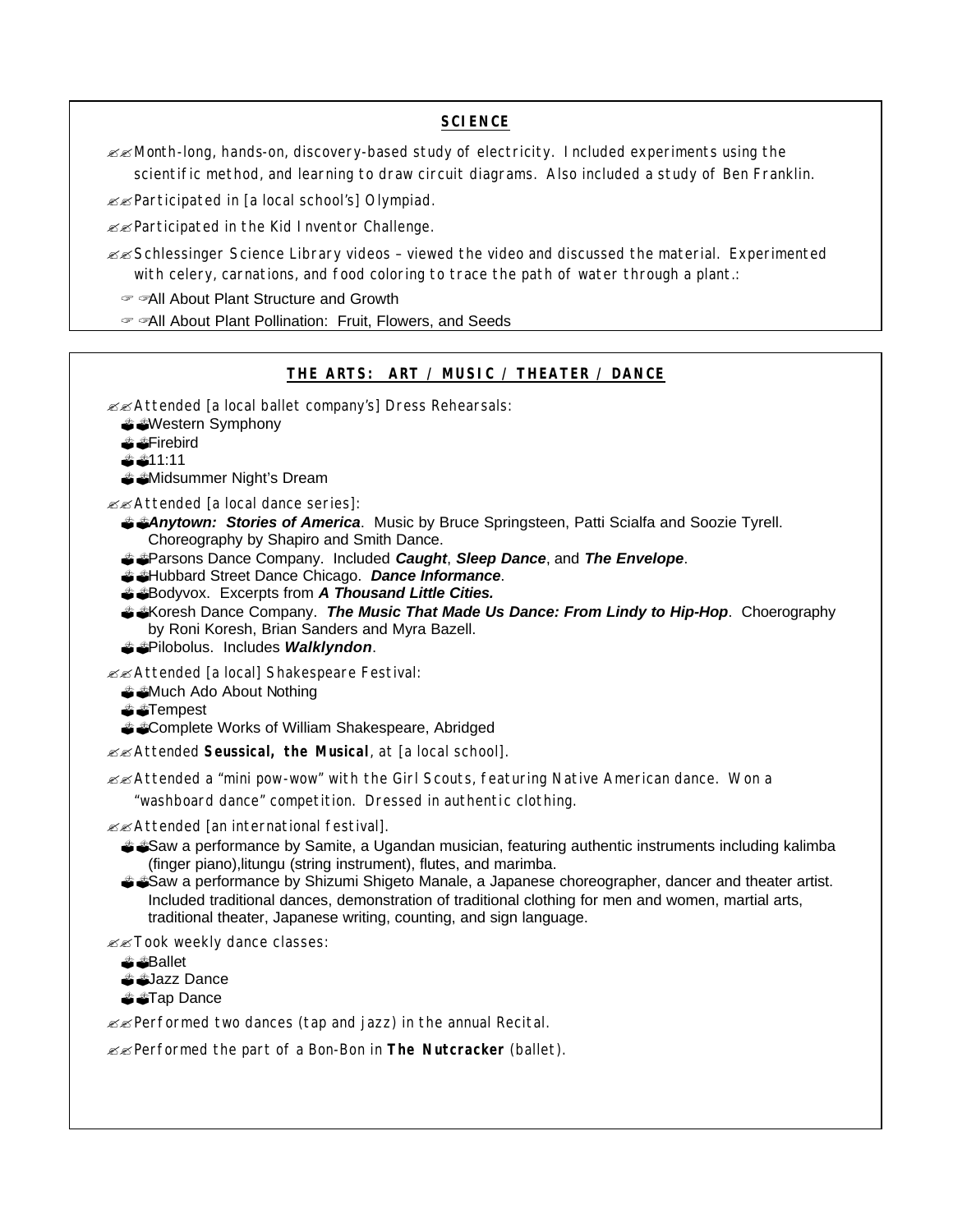## SCIENCE

- Month-long, hands-on, discovery-based study of electricity. Included experiments using the scientific method, and learning to draw circuit diagrams. Also included a study of Ben Franklin.
- Participated in [a local school's] Olympiad.
- Participated in the Kid Inventor Challenge.
- Schlessinger Science Library videos – viewed the video and discussed the material. Experimented with celery, carnations, and food coloring to trace the path of water through a plant.:
  - All About Plant Structure and Growth
  - All About Plant Pollination: Fruit, Flowers, and Seeds

## THE ARTS: ART / MUSIC / THEATER / DANCE

- Attended [a local ballet company's] Dress Rehearsals:
  - Western Symphony
  - Firebird
  - 11:11
  - Midsummer Night's Dream
- Attended [a local dance series]:
  - ***Anytown: Stories of America***. Music by Bruce Springsteen, Patti Scialfa and Soozie Tyrell. Choreography by Shapiro and Smith Dance.
  - Parsons Dance Company. Included ***Caught***, ***Sleep Dance***, and ***The Envelope***.
  - Hubbard Street Dance Chicago. ***Dance Informance***.
  - Bodyvox. Excerpts from ***A Thousand Little Cities.***
  - Koresh Dance Company. ***The Music That Made Us Dance: From Lindy to Hip-Hop***. Choerography by Roni Koresh, Brian Sanders and Myra Bazell.
  - Pilobolus. Includes ***Walklyndon***.
- Attended [a local] Shakespeare Festival:
  - Much Ado About Nothing
  - Tempest
  - Complete Works of William Shakespeare, Abridged
- Attended **Seussical, the Musical**, at [a local school].
- Attended a "mini pow-wow" with the Girl Scouts, featuring Native American dance. Won a "washboard dance" competition. Dressed in authentic clothing.
- Attended [an international festival].
  - Saw a performance by Samite, a Ugandan musician, featuring authentic instruments including kalimba (finger piano),litungu (string instrument), flutes, and marimba.
  - Saw a performance by Shizumi Shigeto Manale, a Japanese choreographer, dancer and theater artist. Included traditional dances, demonstration of traditional clothing for men and women, martial arts, traditional theater, Japanese writing, counting, and sign language.
- Took weekly dance classes:
  - Ballet
  - Jazz Dance
  - Tap Dance
- Performed two dances (tap and jazz) in the annual Recital.
- Performed the part of a Bon-Bon in **The Nutcracker** (ballet).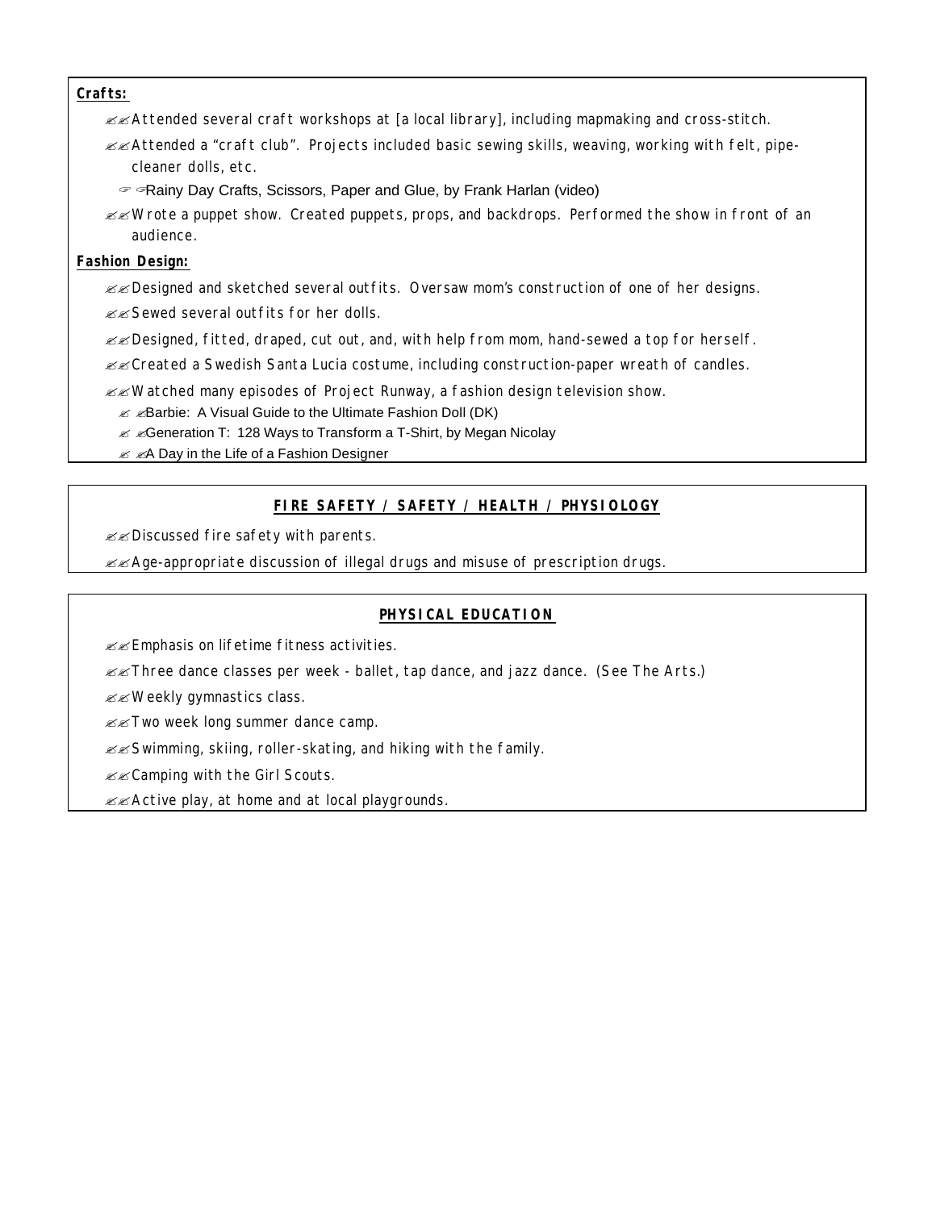**Crafts:**

- ✍✍Attended several craft workshops at [a local library], including mapmaking and cross-stitch.
- ✍✍Attended a "craft club". Projects included basic sewing skills, weaving, working with felt, pipe-cleaner dolls, etc.
  - ☞☞Rainy Day Crafts, Scissors, Paper and Glue, by Frank Harlan (video)
- ✍✍Wrote a puppet show. Created puppets, props, and backdrops. Performed the show in front of an audience.

**Fashion Design:**

- ✍✍Designed and sketched several outfits. Oversaw mom's construction of one of her designs.
- ✍✍Sewed several outfits for her dolls.
- ✍✍Designed, fitted, draped, cut out, and, with help from mom, hand-sewed a top for herself.
- ✍✍Created a Swedish Santa Lucia costume, including construction-paper wreath of candles.
- ✍✍Watched many episodes of Project Runway, a fashion design television show.
  - ✍✍Barbie: A Visual Guide to the Ultimate Fashion Doll (DK)
  - ✍✍Generation T: 128 Ways to Transform a T-Shirt, by Megan Nicolay
  - ✍✍A Day in the Life of a Fashion Designer

## FIRE SAFETY / SAFETY / HEALTH / PHYSIOLOGY

- ✍✍Discussed fire safety with parents.
- ✍✍Age-appropriate discussion of illegal drugs and misuse of prescription drugs.

## PHYSICAL EDUCATION

- ✍✍Emphasis on lifetime fitness activities.
- ✍✍Three dance classes per week - ballet, tap dance, and jazz dance. (See The Arts.)
- ✍✍Weekly gymnastics class.
- ✍✍Two week long summer dance camp.
- ✍✍Swimming, skiing, roller-skating, and hiking with the family.
- ✍✍Camping with the Girl Scouts.
- ✍✍Active play, at home and at local playgrounds.